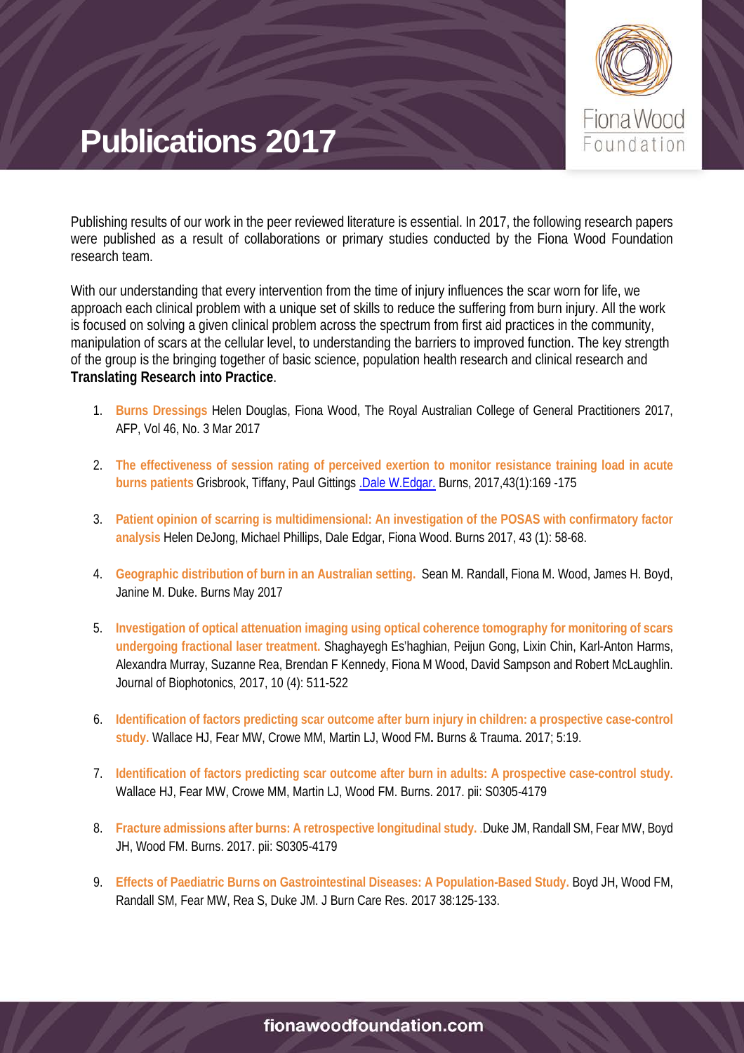# Publications 2017

Publishing results of our work in the peer reviewed literature is essential. In 2017, the following research papers were published as a result of collaborations or primary studies conducted by the Fiona Wood Foundation research team.

With our understanding that every intervention from the time of injury influences the scar worn for life, we approach each clinical problem with a unique set of skills to reduce the suffering from burn injury. All the work is focused on solving a given clinical problem across the spectrum from first aid practices in the community, manipulation of scars at the cellular level, to understanding the barriers to improved function. The key strength of the group is the bringing together of basic science, population health research and clinical research and **Translating Research into Practice**.

1. **Burns Dressings** Helen Douglas, Fiona Wood, The Royal Australian College of General Practitioners 2017, AFP, Vol 46, No. 3 Mar 2017
2. **The effectiveness of session rating of perceived exertion to monitor resistance training load in acute burns patients** Grisbrook, Tiffany, Paul Gittings .Dale W.Edgar. Burns, 2017,43(1):169 -175
3. **Patient opinion of scarring is multidimensional: An investigation of the POSAS with confirmatory factor analysis** Helen DeJong, Michael Phillips, Dale Edgar, Fiona Wood. Burns 2017, 43 (1): 58-68.
4. **Geographic distribution of burn in an Australian setting.** Sean M. Randall, Fiona M. Wood, James H. Boyd, Janine M. Duke. Burns May 2017
5. **Investigation of optical attenuation imaging using optical coherence tomography for monitoring of scars undergoing fractional laser treatment.** Shaghayegh Es'haghian, Peijun Gong, Lixin Chin, Karl-Anton Harms, Alexandra Murray, Suzanne Rea, Brendan F Kennedy, Fiona M Wood, David Sampson and Robert McLaughlin. Journal of Biophotonics, 2017, 10 (4): 511-522
6. **Identification of factors predicting scar outcome after burn injury in children: a prospective case-control study.** Wallace HJ, Fear MW, Crowe MM, Martin LJ, Wood FM**.** Burns & Trauma. 2017; 5:19.
7. **Identification of factors predicting scar outcome after burn in adults: A prospective case-control study.** Wallace HJ, Fear MW, Crowe MM, Martin LJ, Wood FM. Burns. 2017. pii: S0305-4179
8. **Fracture admissions after burns: A retrospective longitudinal study.** .Duke JM, Randall SM, Fear MW, Boyd JH, Wood FM. Burns. 2017. pii: S0305-4179
9. **Effects of Paediatric Burns on Gastrointestinal Diseases: A Population-Based Study.** Boyd JH, Wood FM, Randall SM, Fear MW, Rea S, Duke JM. J Burn Care Res. 2017 38:125-133.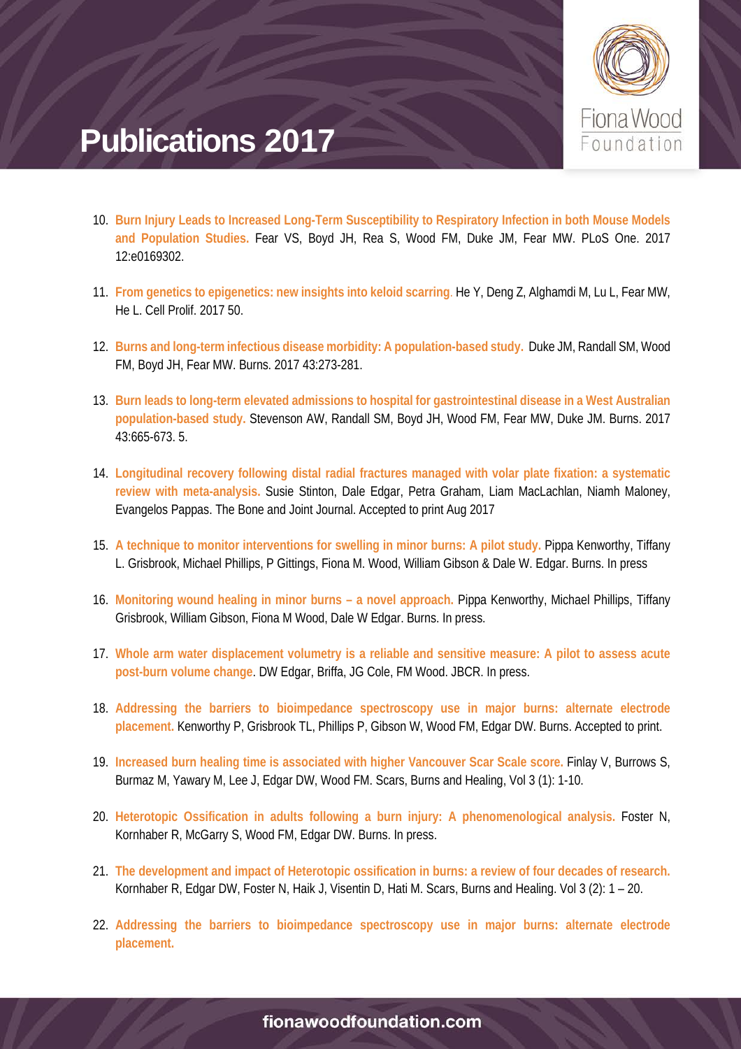# Publications 2017

10. **Burn Injury Leads to Increased Long-Term Susceptibility to Respiratory Infection in both Mouse Models and Population Studies.** Fear VS, Boyd JH, Rea S, Wood FM, Duke JM, Fear MW. PLoS One. 2017 12:e0169302.

11. **From genetics to epigenetics: new insights into keloid scarring**. He Y, Deng Z, Alghamdi M, Lu L, Fear MW, He L. Cell Prolif. 2017 50.

12. **Burns and long-term infectious disease morbidity: A population-based study.** Duke JM, Randall SM, Wood FM, Boyd JH, Fear MW. Burns. 2017 43:273-281.

13. **Burn leads to long-term elevated admissions to hospital for gastrointestinal disease in a West Australian population-based study.** Stevenson AW, Randall SM, Boyd JH, Wood FM, Fear MW, Duke JM. Burns. 2017 43:665-673. 5.

14. **Longitudinal recovery following distal radial fractures managed with volar plate fixation: a systematic review with meta-analysis.** Susie Stinton, Dale Edgar, Petra Graham, Liam MacLachlan, Niamh Maloney, Evangelos Pappas. The Bone and Joint Journal. Accepted to print Aug 2017

15. **A technique to monitor interventions for swelling in minor burns: A pilot study.** Pippa Kenworthy, Tiffany L. Grisbrook, Michael Phillips, P Gittings, Fiona M. Wood, William Gibson & Dale W. Edgar. Burns. In press

16. **Monitoring wound healing in minor burns – a novel approach.** Pippa Kenworthy, Michael Phillips, Tiffany Grisbrook, William Gibson, Fiona M Wood, Dale W Edgar. Burns. In press.

17. **Whole arm water displacement volumetry is a reliable and sensitive measure: A pilot to assess acute post-burn volume change**. DW Edgar, Briffa, JG Cole, FM Wood. JBCR. In press.

18. **Addressing the barriers to bioimpedance spectroscopy use in major burns: alternate electrode placement.** Kenworthy P, Grisbrook TL, Phillips P, Gibson W, Wood FM, Edgar DW. Burns. Accepted to print.

19. **Increased burn healing time is associated with higher Vancouver Scar Scale score.** Finlay V, Burrows S, Burmaz M, Yawary M, Lee J, Edgar DW, Wood FM. Scars, Burns and Healing, Vol 3 (1): 1-10.

20. **Heterotopic Ossification in adults following a burn injury: A phenomenological analysis.** Foster N, Kornhaber R, McGarry S, Wood FM, Edgar DW. Burns. In press.

21. **The development and impact of Heterotopic ossification in burns: a review of four decades of research.** Kornhaber R, Edgar DW, Foster N, Haik J, Visentin D, Hati M. Scars, Burns and Healing. Vol 3 (2): 1 – 20.

22. **Addressing the barriers to bioimpedance spectroscopy use in major burns: alternate electrode placement.**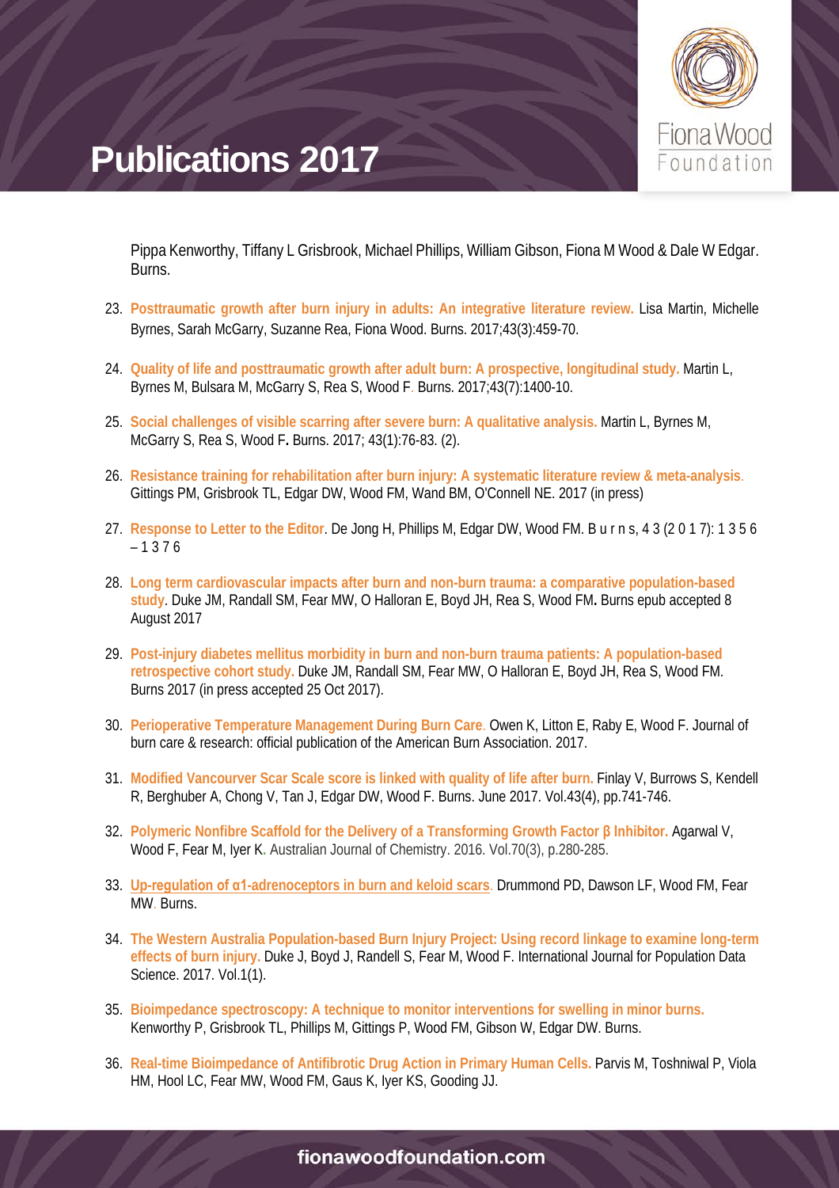# Publications 2017

Pippa Kenworthy, Tiffany L Grisbrook, Michael Phillips, William Gibson, Fiona M Wood & Dale W Edgar. Burns.

23. **Posttraumatic growth after burn injury in adults: An integrative literature review.** Lisa Martin, Michelle Byrnes, Sarah McGarry, Suzanne Rea, Fiona Wood. Burns. 2017;43(3):459-70.

24. **Quality of life and posttraumatic growth after adult burn: A prospective, longitudinal study.** Martin L, Byrnes M, Bulsara M, McGarry S, Rea S, Wood F. Burns. 2017;43(7):1400-10.

25. **Social challenges of visible scarring after severe burn: A qualitative analysis.** Martin L, Byrnes M, McGarry S, Rea S, Wood F. Burns. 2017; 43(1):76-83. (2).

26. **Resistance training for rehabilitation after burn injury: A systematic literature review & meta-analysis**. Gittings PM, Grisbrook TL, Edgar DW, Wood FM, Wand BM, O'Connell NE. 2017 (in press)

27. **Response to Letter to the Editor**. De Jong H, Phillips M, Edgar DW, Wood FM. Burns, 43 (2017): 1356 – 1376

28. **Long term cardiovascular impacts after burn and non-burn trauma: a comparative population-based study**. Duke JM, Randall SM, Fear MW, O Halloran E, Boyd JH, Rea S, Wood FM. Burns epub accepted 8 August 2017

29. **Post-injury diabetes mellitus morbidity in burn and non-burn trauma patients: A population-based retrospective cohort study.** Duke JM, Randall SM, Fear MW, O Halloran E, Boyd JH, Rea S, Wood FM. Burns 2017 (in press accepted 25 Oct 2017).

30. **Perioperative Temperature Management During Burn Care**. Owen K, Litton E, Raby E, Wood F. Journal of burn care & research: official publication of the American Burn Association. 2017.

31. **Modified Vancouver Scar Scale score is linked with quality of life after burn.** Finlay V, Burrows S, Kendell R, Berghuber A, Chong V, Tan J, Edgar DW, Wood F. Burns. June 2017. Vol.43(4), pp.741-746.

32. **Polymeric Nonfibre Scaffold for the Delivery of a Transforming Growth Factor β Inhibitor.** Agarwal V, Wood F, Fear M, Iyer K. Australian Journal of Chemistry. 2016. Vol.70(3), p.280-285.

33. **Up-regulation of α1-adrenoceptors in burn and keloid scars**. Drummond PD, Dawson LF, Wood FM, Fear MW. Burns.

34. **The Western Australia Population-based Burn Injury Project: Using record linkage to examine long-term effects of burn injury.** Duke J, Boyd J, Randell S, Fear M, Wood F. International Journal for Population Data Science. 2017. Vol.1(1).

35. **Bioimpedance spectroscopy: A technique to monitor interventions for swelling in minor burns.** Kenworthy P, Grisbrook TL, Phillips M, Gittings P, Wood FM, Gibson W, Edgar DW. Burns.

36. **Real-time Bioimpedance of Antifibrotic Drug Action in Primary Human Cells.** Parvis M, Toshniwal P, Viola HM, Hool LC, Fear MW, Wood FM, Gaus K, Iyer KS, Gooding JJ.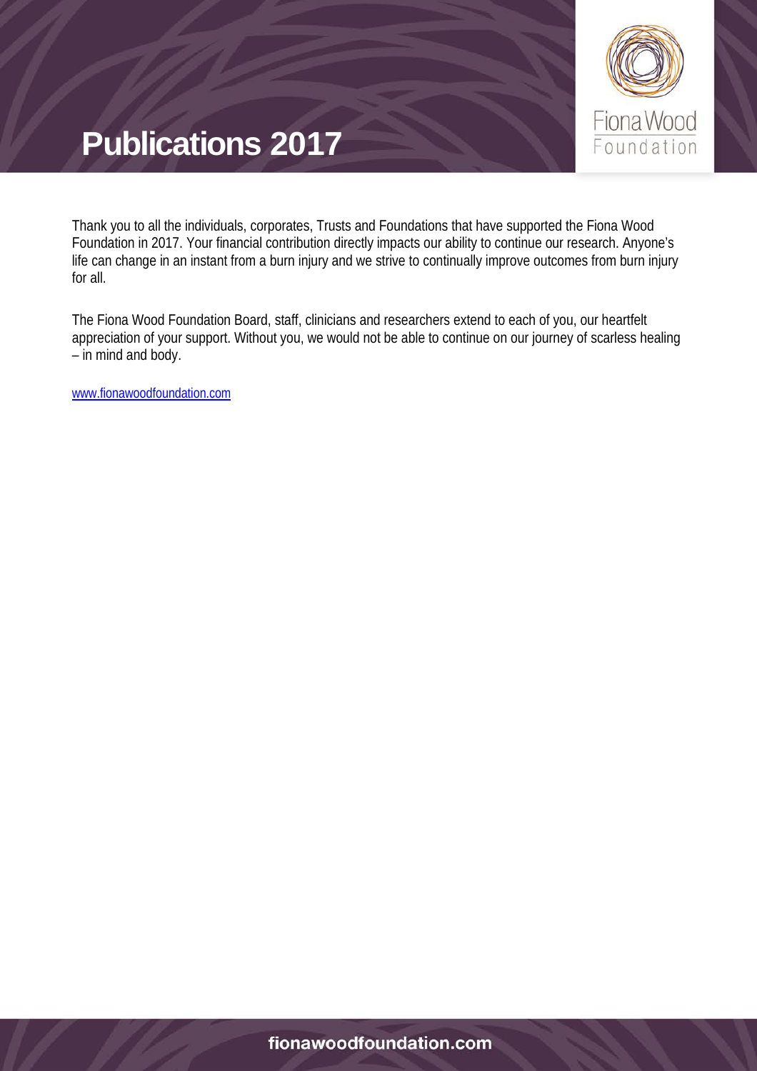# Publications 2017

Thank you to all the individuals, corporates, Trusts and Foundations that have supported the Fiona Wood Foundation in 2017. Your financial contribution directly impacts our ability to continue our research. Anyone's life can change in an instant from a burn injury and we strive to continually improve outcomes from burn injury for all.

The Fiona Wood Foundation Board, staff, clinicians and researchers extend to each of you, our heartfelt appreciation of your support. Without you, we would not be able to continue on our journey of scarless healing – in mind and body.

www.fionawoodfoundation.com